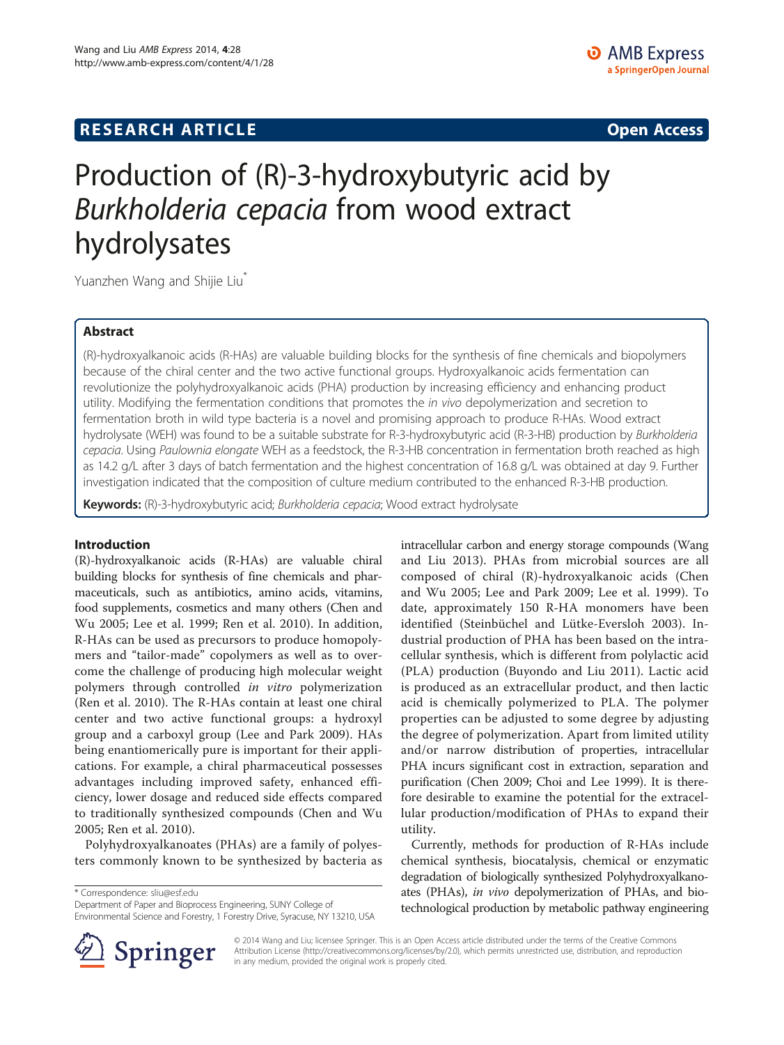RESEARCH ARTICLE Open Access

# Production of (R)-3-hydroxybutyric acid by *Burkholderia cepacia* from wood extract hydrolysates

Yuanzhen Wang and Shijie Liu*

## Abstract

(R)-hydroxyalkanoic acids (R-HAs) are valuable building blocks for the synthesis of fine chemicals and biopolymers because of the chiral center and the two active functional groups. Hydroxyalkanoic acids fermentation can revolutionize the polyhydroxyalkanoic acids (PHA) production by increasing efficiency and enhancing product utility. Modifying the fermentation conditions that promotes the *in vivo* depolymerization and secretion to fermentation broth in wild type bacteria is a novel and promising approach to produce R-HAs. Wood extract hydrolysate (WEH) was found to be a suitable substrate for R-3-hydroxybutyric acid (R-3-HB) production by *Burkholderia cepacia*. Using *Paulownia elongate* WEH as a feedstock, the R-3-HB concentration in fermentation broth reached as high as 14.2 g/L after 3 days of batch fermentation and the highest concentration of 16.8 g/L was obtained at day 9. Further investigation indicated that the composition of culture medium contributed to the enhanced R-3-HB production.

**Keywords:** (R)-3-hydroxybutyric acid; *Burkholderia cepacia*; Wood extract hydrolysate

## Introduction

(R)-hydroxyalkanoic acids (R-HAs) are valuable chiral building blocks for synthesis of fine chemicals and pharmaceuticals, such as antibiotics, amino acids, vitamins, food supplements, cosmetics and many others (Chen and Wu 2005; Lee et al. 1999; Ren et al. 2010). In addition, R-HAs can be used as precursors to produce homopolymers and "tailor-made" copolymers as well as to overcome the challenge of producing high molecular weight polymers through controlled *in vitro* polymerization (Ren et al. 2010). The R-HAs contain at least one chiral center and two active functional groups: a hydroxyl group and a carboxyl group (Lee and Park 2009). HAs being enantiomerically pure is important for their applications. For example, a chiral pharmaceutical possesses advantages including improved safety, enhanced efficiency, lower dosage and reduced side effects compared to traditionally synthesized compounds (Chen and Wu 2005; Ren et al. 2010).

Polyhydroxyalkanoates (PHAs) are a family of polyesters commonly known to be synthesized by bacteria as intracellular carbon and energy storage compounds (Wang and Liu 2013). PHAs from microbial sources are all composed of chiral (R)-hydroxyalkanoic acids (Chen and Wu 2005; Lee and Park 2009; Lee et al. 1999). To date, approximately 150 R-HA monomers have been identified (Steinbüchel and Lütke-Eversloh 2003). Industrial production of PHA has been based on the intracellular synthesis, which is different from polylactic acid (PLA) production (Buyondo and Liu 2011). Lactic acid is produced as an extracellular product, and then lactic acid is chemically polymerized to PLA. The polymer properties can be adjusted to some degree by adjusting the degree of polymerization. Apart from limited utility and/or narrow distribution of properties, intracellular PHA incurs significant cost in extraction, separation and purification (Chen 2009; Choi and Lee 1999). It is therefore desirable to examine the potential for the extracellular production/modification of PHAs to expand their utility.

Currently, methods for production of R-HAs include chemical synthesis, biocatalysis, chemical or enzymatic degradation of biologically synthesized Polyhydroxyalkanoates (PHAs), *in vivo* depolymerization of PHAs, and biotechnological production by metabolic pathway engineering

* Correspondence: sliu@esf.edu
Department of Paper and Bioprocess Engineering, SUNY College of Environmental Science and Forestry, 1 Forestry Drive, Syracuse, NY 13210, USA

© 2014 Wang and Liu; licensee Springer. This is an Open Access article distributed under the terms of the Creative Commons Attribution License (http://creativecommons.org/licenses/by/2.0), which permits unrestricted use, distribution, and reproduction in any medium, provided the original work is properly cited.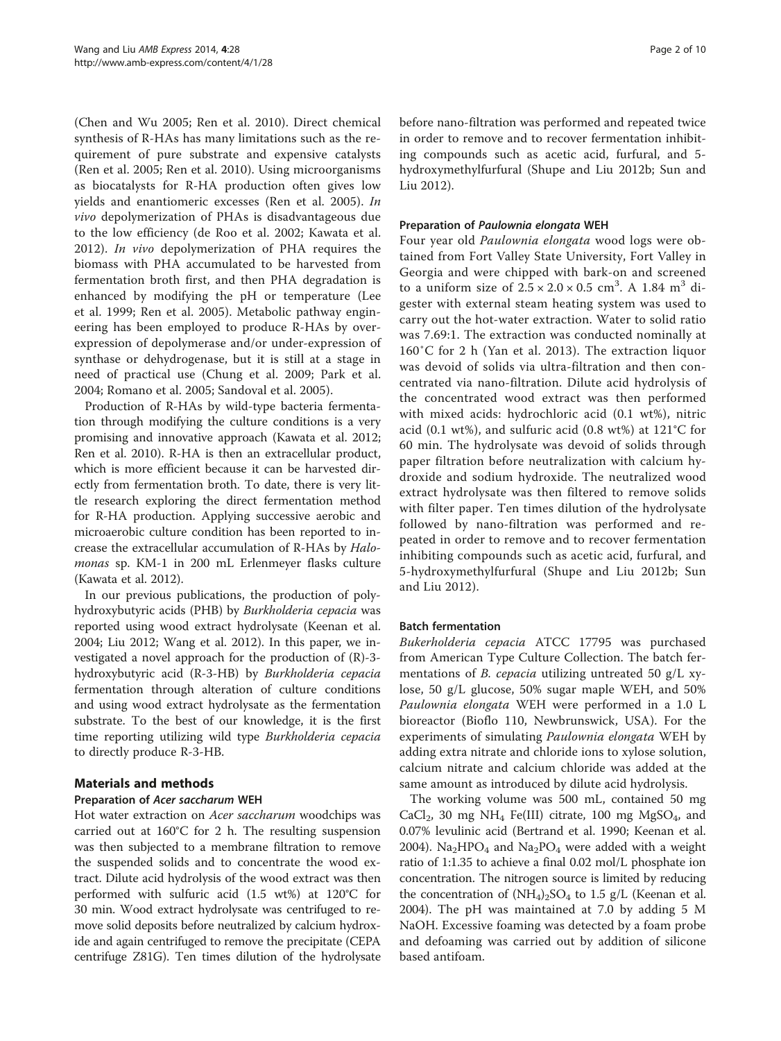(Chen and Wu 2005; Ren et al. 2010). Direct chemical synthesis of R-HAs has many limitations such as the requirement of pure substrate and expensive catalysts (Ren et al. 2005; Ren et al. 2010). Using microorganisms as biocatalysts for R-HA production often gives low yields and enantiomeric excesses (Ren et al. 2005). *In vivo* depolymerization of PHAs is disadvantageous due to the low efficiency (de Roo et al. 2002; Kawata et al. 2012). *In vivo* depolymerization of PHA requires the biomass with PHA accumulated to be harvested from fermentation broth first, and then PHA degradation is enhanced by modifying the pH or temperature (Lee et al. 1999; Ren et al. 2005). Metabolic pathway engineering has been employed to produce R-HAs by over-expression of depolymerase and/or under-expression of synthase or dehydrogenase, but it is still at a stage in need of practical use (Chung et al. 2009; Park et al. 2004; Romano et al. 2005; Sandoval et al. 2005).

Production of R-HAs by wild-type bacteria fermentation through modifying the culture conditions is a very promising and innovative approach (Kawata et al. 2012; Ren et al. 2010). R-HA is then an extracellular product, which is more efficient because it can be harvested directly from fermentation broth. To date, there is very little research exploring the direct fermentation method for R-HA production. Applying successive aerobic and microaerobic culture condition has been reported to increase the extracellular accumulation of R-HAs by *Halomonas* sp. KM-1 in 200 mL Erlenmeyer flasks culture (Kawata et al. 2012).

In our previous publications, the production of polyhydroxybutyric acids (PHB) by *Burkholderia cepacia* was reported using wood extract hydrolysate (Keenan et al. 2004; Liu 2012; Wang et al. 2012). In this paper, we investigated a novel approach for the production of (R)-3-hydroxybutyric acid (R-3-HB) by *Burkholderia cepacia* fermentation through alteration of culture conditions and using wood extract hydrolysate as the fermentation substrate. To the best of our knowledge, it is the first time reporting utilizing wild type *Burkholderia cepacia* to directly produce R-3-HB.

## Materials and methods

### Preparation of *Acer saccharum* WEH

Hot water extraction on *Acer saccharum* woodchips was carried out at 160°C for 2 h. The resulting suspension was then subjected to a membrane filtration to remove the suspended solids and to concentrate the wood extract. Dilute acid hydrolysis of the wood extract was then performed with sulfuric acid (1.5 wt%) at 120°C for 30 min. Wood extract hydrolysate was centrifuged to remove solid deposits before neutralized by calcium hydroxide and again centrifuged to remove the precipitate (CEPA centrifuge Z81G). Ten times dilution of the hydrolysate before nano-filtration was performed and repeated twice in order to remove and to recover fermentation inhibiting compounds such as acetic acid, furfural, and 5-hydroxymethylfurfural (Shupe and Liu 2012b; Sun and Liu 2012).

### Preparation of *Paulownia elongata* WEH

Four year old *Paulownia elongata* wood logs were obtained from Fort Valley State University, Fort Valley in Georgia and were chipped with bark-on and screened to a uniform size of $2.5 \times 2.0 \times 0.5$ cm$^3$. A 1.84 m$^3$ digester with external steam heating system was used to carry out the hot-water extraction. Water to solid ratio was 7.69:1. The extraction was conducted nominally at 160˚C for 2 h (Yan et al. 2013). The extraction liquor was devoid of solids via ultra-filtration and then concentrated via nano-filtration. Dilute acid hydrolysis of the concentrated wood extract was then performed with mixed acids: hydrochloric acid (0.1 wt%), nitric acid (0.1 wt%), and sulfuric acid (0.8 wt%) at 121°C for 60 min. The hydrolysate was devoid of solids through paper filtration before neutralization with calcium hydroxide and sodium hydroxide. The neutralized wood extract hydrolysate was then filtered to remove solids with filter paper. Ten times dilution of the hydrolysate followed by nano-filtration was performed and repeated in order to remove and to recover fermentation inhibiting compounds such as acetic acid, furfural, and 5-hydroxymethylfurfural (Shupe and Liu 2012b; Sun and Liu 2012).

### Batch fermentation

*Bukerholderia cepacia* ATCC 17795 was purchased from American Type Culture Collection. The batch fermentations of *B. cepacia* utilizing untreated 50 g/L xylose, 50 g/L glucose, 50% sugar maple WEH, and 50% *Paulownia elongata* WEH were performed in a 1.0 L bioreactor (Bioflo 110, Newbrunswick, USA). For the experiments of simulating *Paulownia elongata* WEH by adding extra nitrate and chloride ions to xylose solution, calcium nitrate and calcium chloride was added at the same amount as introduced by dilute acid hydrolysis.

The working volume was 500 mL, contained 50 mg $CaCl_2$, 30 mg $NH_4$ Fe(III) citrate, 100 mg $MgSO_4$, and 0.07% levulinic acid (Bertrand et al. 1990; Keenan et al. 2004). $Na_2HPO_4$ and $Na_2PO_4$ were added with a weight ratio of 1:1.35 to achieve a final 0.02 mol/L phosphate ion concentration. The nitrogen source is limited by reducing the concentration of $(NH_4)_2SO_4$ to 1.5 g/L (Keenan et al. 2004). The pH was maintained at 7.0 by adding 5 M NaOH. Excessive foaming was detected by a foam probe and defoaming was carried out by addition of silicone based antifoam.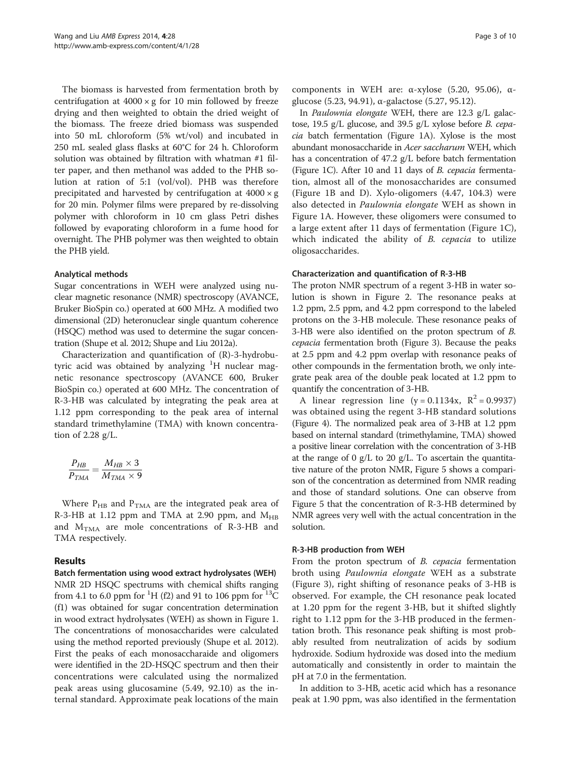The biomass is harvested from fermentation broth by centrifugation at 4000 × g for 10 min followed by freeze drying and then weighted to obtain the dried weight of the biomass. The freeze dried biomass was suspended into 50 mL chloroform (5% wt/vol) and incubated in 250 mL sealed glass flasks at 60°C for 24 h. Chloroform solution was obtained by filtration with whatman #1 filter paper, and then methanol was added to the PHB solution at ration of 5:1 (vol/vol). PHB was therefore precipitated and harvested by centrifugation at 4000 × g for 20 min. Polymer films were prepared by re-dissolving polymer with chloroform in 10 cm glass Petri dishes followed by evaporating chloroform in a fume hood for overnight. The PHB polymer was then weighted to obtain the PHB yield.

### Analytical methods

Sugar concentrations in WEH were analyzed using nuclear magnetic resonance (NMR) spectroscopy (AVANCE, Bruker BioSpin co.) operated at 600 MHz. A modified two dimensional (2D) heteronuclear single quantum coherence (HSQC) method was used to determine the sugar concentration (Shupe et al. 2012; Shupe and Liu 2012a).

Characterization and quantification of (R)-3-hydrobutyric acid was obtained by analyzing $^{1}H$ nuclear magnetic resonance spectroscopy (AVANCE 600, Bruker BioSpin co.) operated at 600 MHz. The concentration of R-3-HB was calculated by integrating the peak area at 1.12 ppm corresponding to the peak area of internal standard trimethylamine (TMA) with known concentration of 2.28 g/L.

$$\frac{P_{HB}}{P_{TMA}} = \frac{M_{HB} \times 3}{M_{TMA} \times 9}$$

Where $P_{HB}$ and $P_{TMA}$ are the integrated peak area of R-3-HB at 1.12 ppm and TMA at 2.90 ppm, and $M_{HB}$ and $M_{TMA}$ are mole concentrations of R-3-HB and TMA respectively.

## Results

### Batch fermentation using wood extract hydrolysates (WEH)

NMR 2D HSQC spectrums with chemical shifts ranging from 4.1 to 6.0 ppm for $^{1}H$ (f2) and 91 to 106 ppm for $^{13}C$ (f1) was obtained for sugar concentration determination in wood extract hydrolysates (WEH) as shown in Figure 1. The concentrations of monosaccharides were calculated using the method reported previously (Shupe et al. 2012). First the peaks of each monosaccharaide and oligomers were identified in the 2D-HSQC spectrum and then their concentrations were calculated using the normalized peak areas using glucosamine (5.49, 92.10) as the internal standard. Approximate peak locations of the main components in WEH are: α-xylose (5.20, 95.06), α-glucose (5.23, 94.91), α-galactose (5.27, 95.12).

In *Paulownia elongate* WEH, there are 12.3 g/L galactose, 19.5 g/L glucose, and 39.5 g/L xylose before *B. cepacia* batch fermentation (Figure 1A). Xylose is the most abundant monosaccharide in *Acer saccharum* WEH, which has a concentration of 47.2 g/L before batch fermentation (Figure 1C). After 10 and 11 days of *B. cepacia* fermentation, almost all of the monosaccharides are consumed (Figure 1B and D). Xylo-oligomers (4.47, 104.3) were also detected in *Paulownia elongate* WEH as shown in Figure 1A. However, these oligomers were consumed to a large extent after 11 days of fermentation (Figure 1C), which indicated the ability of *B. cepacia* to utilize oligosaccharides.

### Characterization and quantification of R-3-HB

The proton NMR spectrum of a regent 3-HB in water solution is shown in Figure 2. The resonance peaks at 1.2 ppm, 2.5 ppm, and 4.2 ppm correspond to the labeled protons on the 3-HB molecule. These resonance peaks of 3-HB were also identified on the proton spectrum of *B. cepacia* fermentation broth (Figure 3). Because the peaks at 2.5 ppm and 4.2 ppm overlap with resonance peaks of other compounds in the fermentation broth, we only integrate peak area of the double peak located at 1.2 ppm to quantify the concentration of 3-HB.

A linear regression line ($y = 0.1134x$, $R^2 = 0.9937$) was obtained using the regent 3-HB standard solutions (Figure 4). The normalized peak area of 3-HB at 1.2 ppm based on internal standard (trimethylamine, TMA) showed a positive linear correlation with the concentration of 3-HB at the range of 0 g/L to 20 g/L. To ascertain the quantitative nature of the proton NMR, Figure 5 shows a comparison of the concentration as determined from NMR reading and those of standard solutions. One can observe from Figure 5 that the concentration of R-3-HB determined by NMR agrees very well with the actual concentration in the solution.

### R-3-HB production from WEH

From the proton spectrum of *B. cepacia* fermentation broth using *Paulownia elongate* WEH as a substrate (Figure 3), right shifting of resonance peaks of 3-HB is observed. For example, the CH resonance peak located at 1.20 ppm for the regent 3-HB, but it shifted slightly right to 1.12 ppm for the 3-HB produced in the fermentation broth. This resonance peak shifting is most probably resulted from neutralization of acids by sodium hydroxide. Sodium hydroxide was dosed into the medium automatically and consistently in order to maintain the pH at 7.0 in the fermentation.

In addition to 3-HB, acetic acid which has a resonance peak at 1.90 ppm, was also identified in the fermentation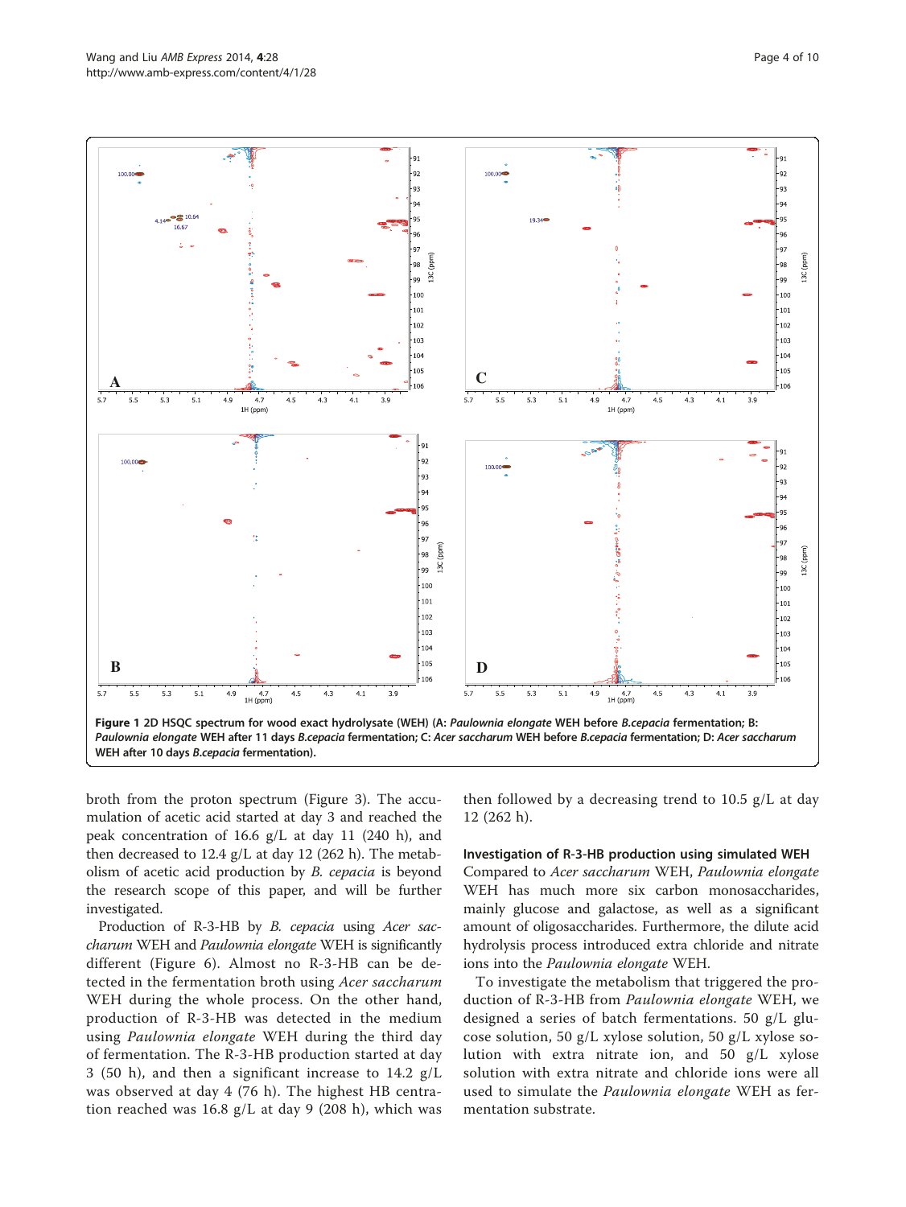**Figure 1 2D HSQC spectrum for wood exact hydrolysate (WEH) (A: *Paulownia elongate* WEH before *B.cepacia* fermentation; B: *Paulownia elongate* WEH after 11 days *B.cepacia* fermentation; C: *Acer saccharum* WEH before *B.cepacia* fermentation; D: *Acer saccharum* WEH after 10 days *B.cepacia* fermentation).**

broth from the proton spectrum (Figure 3). The accumulation of acetic acid started at day 3 and reached the peak concentration of 16.6 g/L at day 11 (240 h), and then decreased to 12.4 g/L at day 12 (262 h). The metabolism of acetic acid production by *B. cepacia* is beyond the research scope of this paper, and will be further investigated.

Production of R-3-HB by *B. cepacia* using *Acer saccharum* WEH and *Paulownia elongate* WEH is significantly different (Figure 6). Almost no R-3-HB can be detected in the fermentation broth using *Acer saccharum* WEH during the whole process. On the other hand, production of R-3-HB was detected in the medium using *Paulownia elongate* WEH during the third day of fermentation. The R-3-HB production started at day 3 (50 h), and then a significant increase to 14.2 g/L was observed at day 4 (76 h). The highest HB centration reached was 16.8 g/L at day 9 (208 h), which was then followed by a decreasing trend to 10.5 g/L at day 12 (262 h).

### Investigation of R-3-HB production using simulated WEH

Compared to *Acer saccharum* WEH, *Paulownia elongate* WEH has much more six carbon monosaccharides, mainly glucose and galactose, as well as a significant amount of oligosaccharides. Furthermore, the dilute acid hydrolysis process introduced extra chloride and nitrate ions into the *Paulownia elongate* WEH.

To investigate the metabolism that triggered the production of R-3-HB from *Paulownia elongate* WEH, we designed a series of batch fermentations. 50 g/L glucose solution, 50 g/L xylose solution, 50 g/L xylose solution with extra nitrate ion, and 50 g/L xylose solution with extra nitrate and chloride ions were all used to simulate the *Paulownia elongate* WEH as fermentation substrate.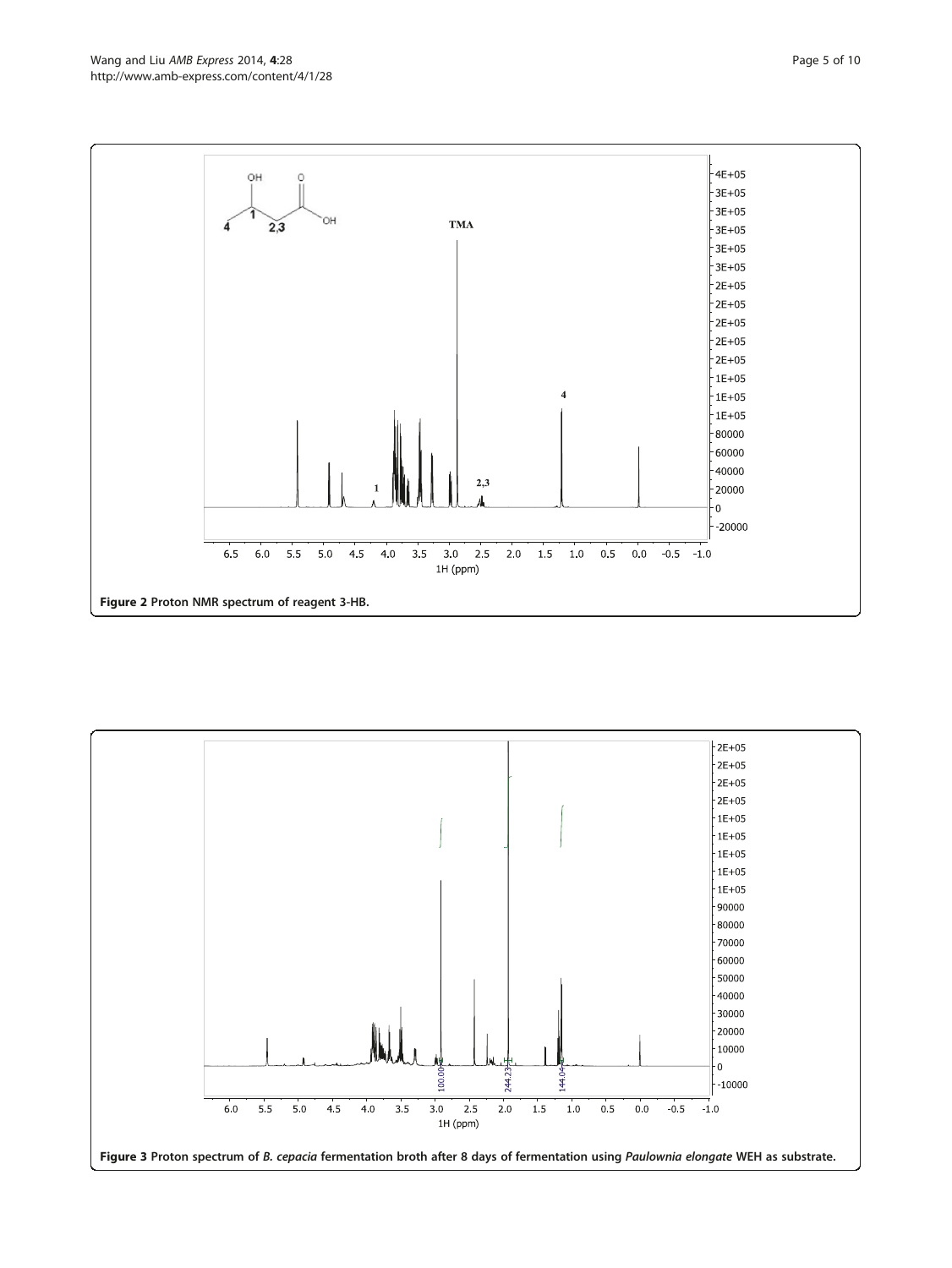Figure 2 Proton NMR spectrum of reagent 3-HB.

Figure 3 Proton spectrum of *B. cepacia* fermentation broth after 8 days of fermentation using *Paulownia elongate* WEH as substrate.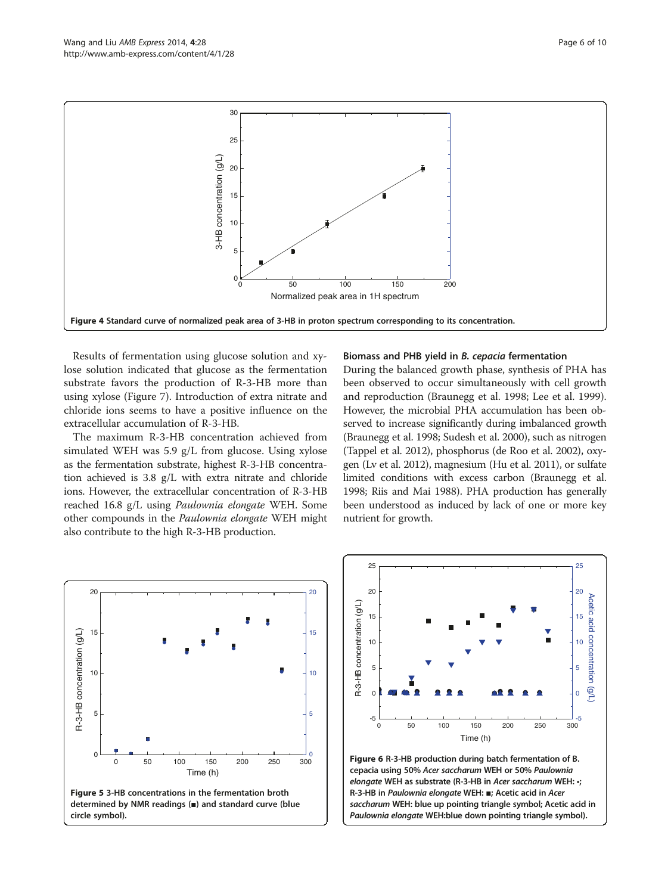Figure 4 Standard curve of normalized peak area of 3-HB in proton spectrum corresponding to its concentration.

Results of fermentation using glucose solution and xylose solution indicated that glucose as the fermentation substrate favors the production of R-3-HB more than using xylose (Figure 7). Introduction of extra nitrate and chloride ions seems to have a positive influence on the extracellular accumulation of R-3-HB.

The maximum R-3-HB concentration achieved from simulated WEH was 5.9 g/L from glucose. Using xylose as the fermentation substrate, highest R-3-HB concentration achieved is 3.8 g/L with extra nitrate and chloride ions. However, the extracellular concentration of R-3-HB reached 16.8 g/L using *Paulownia elongate* WEH. Some other compounds in the *Paulownia elongate* WEH might also contribute to the high R-3-HB production.

### Biomass and PHB yield in *B. cepacia* fermentation

During the balanced growth phase, synthesis of PHA has been observed to occur simultaneously with cell growth and reproduction (Braunegg et al. 1998; Lee et al. 1999). However, the microbial PHA accumulation has been observed to increase significantly during imbalanced growth (Braunegg et al. 1998; Sudesh et al. 2000), such as nitrogen (Tappel et al. 2012), phosphorus (de Roo et al. 2002), oxygen (Lv et al. 2012), magnesium (Hu et al. 2011), or sulfate limited conditions with excess carbon (Braunegg et al. 1998; Riis and Mai 1988). PHA production has generally been understood as induced by lack of one or more key nutrient for growth.

Figure 5 3-HB concentrations in the fermentation broth determined by NMR readings (■) and standard curve (blue circle symbol).

Figure 6 R-3-HB production during batch fermentation of B. cepacia using 50% *Acer saccharum* WEH or 50% *Paulownia elongate* WEH as substrate (R-3-HB in *Acer saccharum* WEH: •; R-3-HB in *Paulownia elongate* WEH: ■; Acetic acid in *Acer saccharum* WEH: blue up pointing triangle symbol; Acetic acid in *Paulownia elongate* WEH:blue down pointing triangle symbol).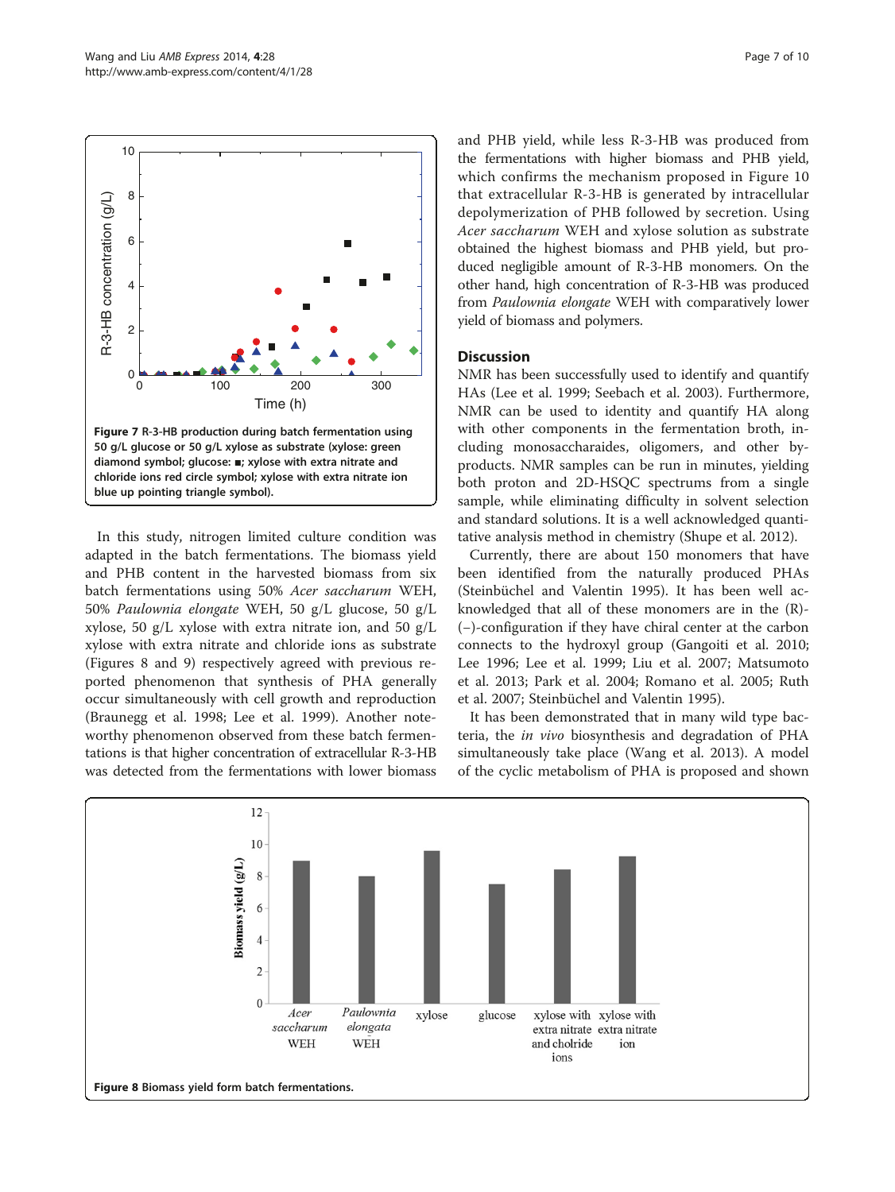Figure 7 R-3-HB production during batch fermentation using 50 g/L glucose or 50 g/L xylose as substrate (xylose: green diamond symbol; glucose: ■; xylose with extra nitrate and chloride ions red circle symbol; xylose with extra nitrate ion blue up pointing triangle symbol).

In this study, nitrogen limited culture condition was adapted in the batch fermentations. The biomass yield and PHB content in the harvested biomass from six batch fermentations using 50% *Acer saccharum* WEH, 50% *Paulownia elongate* WEH, 50 g/L glucose, 50 g/L xylose, 50 g/L xylose with extra nitrate ion, and 50 g/L xylose with extra nitrate and chloride ions as substrate (Figures 8 and 9) respectively agreed with previous reported phenomenon that synthesis of PHA generally occur simultaneously with cell growth and reproduction (Braunegg et al. 1998; Lee et al. 1999). Another noteworthy phenomenon observed from these batch fermentations is that higher concentration of extracellular R-3-HB was detected from the fermentations with lower biomass and PHB yield, while less R-3-HB was produced from the fermentations with higher biomass and PHB yield, which confirms the mechanism proposed in Figure 10 that extracellular R-3-HB is generated by intracellular depolymerization of PHB followed by secretion. Using *Acer saccharum* WEH and xylose solution as substrate obtained the highest biomass and PHB yield, but produced negligible amount of R-3-HB monomers. On the other hand, high concentration of R-3-HB was produced from *Paulownia elongate* WEH with comparatively lower yield of biomass and polymers.

## Discussion

NMR has been successfully used to identify and quantify HAs (Lee et al. 1999; Seebach et al. 2003). Furthermore, NMR can be used to identity and quantify HA along with other components in the fermentation broth, including monosaccharaides, oligomers, and other byproducts. NMR samples can be run in minutes, yielding both proton and 2D-HSQC spectrums from a single sample, while eliminating difficulty in solvent selection and standard solutions. It is a well acknowledged quantitative analysis method in chemistry (Shupe et al. 2012).

Currently, there are about 150 monomers that have been identified from the naturally produced PHAs (Steinbüchel and Valentin 1995). It has been well acknowledged that all of these monomers are in the (R)-(−)-configuration if they have chiral center at the carbon connects to the hydroxyl group (Gangoiti et al. 2010; Lee 1996; Lee et al. 1999; Liu et al. 2007; Matsumoto et al. 2013; Park et al. 2004; Romano et al. 2005; Ruth et al. 2007; Steinbüchel and Valentin 1995).

It has been demonstrated that in many wild type bacteria, the *in vivo* biosynthesis and degradation of PHA simultaneously take place (Wang et al. 2013). A model of the cyclic metabolism of PHA is proposed and shown

Figure 8 Biomass yield form batch fermentations.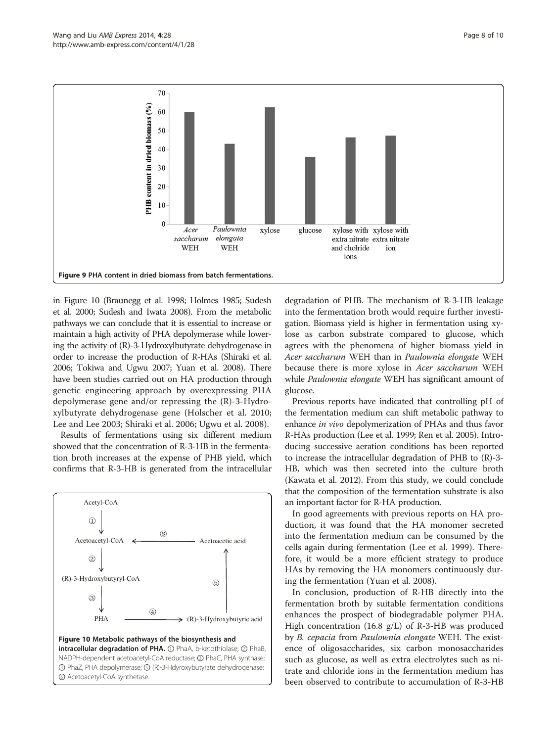Figure 9 PHA content in dried biomass from batch fermentations.

in Figure 10 (Braunegg et al. 1998; Holmes 1985; Sudesh et al. 2000; Sudesh and Iwata 2008). From the metabolic pathways we can conclude that it is essential to increase or maintain a high activity of PHA depolymerase while lowering the activity of (R)-3-Hydroxylbutyrate dehydrogenase in order to increase the production of R-HAs (Shiraki et al. 2006; Tokiwa and Ugwu 2007; Yuan et al. 2008). There have been studies carried out on HA production through genetic engineering approach by overexpressing PHA depolymerase gene and/or repressing the (R)-3-Hydroxylbutyrate dehydrogenase gene (Holscher et al. 2010; Lee and Lee 2003; Shiraki et al. 2006; Ugwu et al. 2008).

Results of fermentations using six different medium showed that the concentration of R-3-HB in the fermentation broth increases at the expense of PHB yield, which confirms that R-3-HB is generated from the intracellular degradation of PHB. The mechanism of R-3-HB leakage into the fermentation broth would require further investigation. Biomass yield is higher in fermentation using xylose as carbon substrate compared to glucose, which agrees with the phenomena of higher biomass yield in *Acer saccharum* WEH than in *Paulownia elongate* WEH because there is more xylose in *Acer saccharum* WEH while *Paulownia elongate* WEH has significant amount of glucose.

Figure 10 Metabolic pathways of the biosynthesis and intracellular degradation of PHA. ① PhaA, b-ketothiolase; ② PhaB, NADPH-dependent acetoacetyl-CoA reductase; ③ PhaC, PHA synthase; ④ PhaZ, PHA depolymerase; ⑤ (R)-3-Hdyroxybutyrate dehydrogenase; ⑥ Acetoacetyl-CoA synthetase.

Previous reports have indicated that controlling pH of the fermentation medium can shift metabolic pathway to enhance *in vivo* depolymerization of PHAs and thus favor R-HAs production (Lee et al. 1999; Ren et al. 2005). Introducing successive aeration conditions has been reported to increase the intracellular degradation of PHB to (R)-3-HB, which was then secreted into the culture broth (Kawata et al. 2012). From this study, we could conclude that the composition of the fermentation substrate is also an important factor for R-HA production.

In good agreements with previous reports on HA production, it was found that the HA monomer secreted into the fermentation medium can be consumed by the cells again during fermentation (Lee et al. 1999). Therefore, it would be a more efficient strategy to produce HAs by removing the HA monomers continuously during the fermentation (Yuan et al. 2008).

In conclusion, production of R-HB directly into the fermentation broth by suitable fermentation conditions enhances the prospect of biodegradable polymer PHA. High concentration (16.8 g/L) of R-3-HB was produced by *B. cepacia* from *Paulownia elongate* WEH. The existence of oligosaccharides, six carbon monosaccharides such as glucose, as well as extra electrolytes such as nitrate and chloride ions in the fermentation medium has been observed to contribute to accumulation of R-3-HB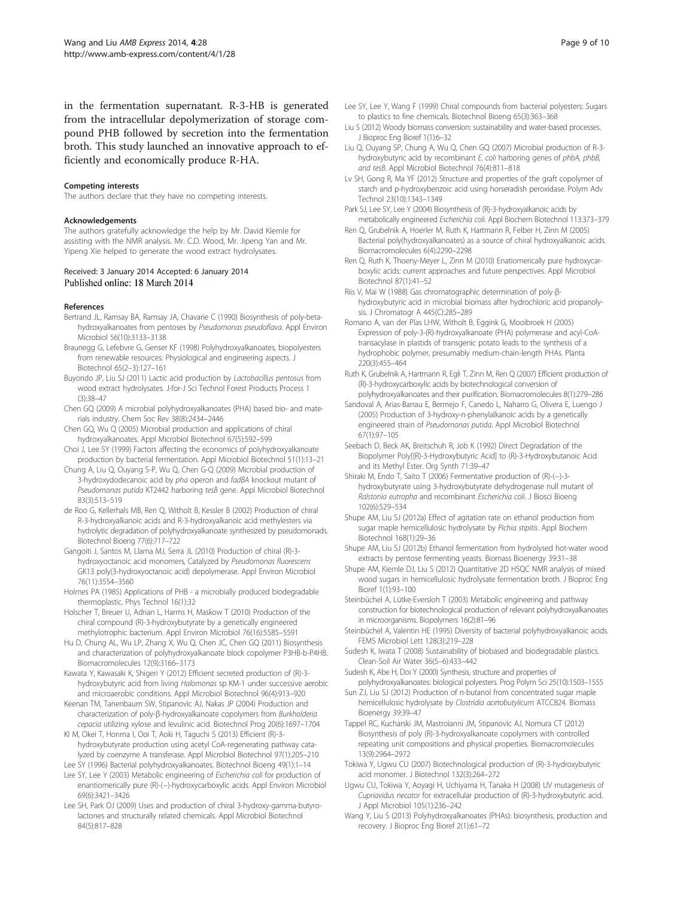in the fermentation supernatant. R-3-HB is generated from the intracellular depolymerization of storage compound PHB followed by secretion into the fermentation broth. This study launched an innovative approach to efficiently and economically produce R-HA.

#### Competing interests

The authors declare that they have no competing interests.

#### Acknowledgements

The authors gratefully acknowledge the help by Mr. David Kiemle for assisting with the NMR analysis. Mr. C.D. Wood, Mr. Jipeng Yan and Mr. Yipeng Xie helped to generate the wood extract hydrolysates.

Received: 3 January 2014 Accepted: 6 January 2014
Published online: 18 March 2014

#### References

Bertrand JL, Ramsay BA, Ramsay JA, Chavarie C (1990) Biosynthesis of poly-beta-hydroxyalkanoates from pentoses by *Pseudomonas pseudoflava*. Appl Environ Microbiol 56(10):3133–3138

Braunegg G, Lefebvre G, Genser KF (1998) Polyhydroxyalkanoates, biopolyesters from renewable resources: Physiological and engineering aspects. J Biotechnol 65(2–3):127–161

Buyondo JP, Liu SJ (2011) Lactic acid production by *Lactobacillus pentosus* from wood extract hydrolysates. J-for-J Sci Technol Forest Products Process 1 (3):38–47

Chen GQ (2009) A microbial polyhydroxyalkanoates (PHA) based bio- and materials industry. Chem Soc Rev 38(8):2434–2446

Chen GQ, Wu Q (2005) Microbial production and applications of chiral hydroxyalkanoates. Appl Microbiol Biotechnol 67(5):592–599

Choi J, Lee SY (1999) Factors affecting the economics of polyhydroxyalkanoate production by bacterial fermentation. Appl Microbiol Biotechnol 51(1):13–21

Chung A, Liu Q, Ouyang S-P, Wu Q, Chen G-Q (2009) Microbial production of 3-hydroxydodecanoic acid by *pha* operon and *fadBA* knockout mutant of *Pseudomonas putida* KT2442 harboring *tesB* gene. Appl Microbiol Biotechnol 83(3):513–519

de Roo G, Kellerhals MB, Ren Q, Witholt B, Kessler B (2002) Production of chiral R-3-hydroxyalkanoic acids and R-3-hydroxyalkanoic acid methylesters via hydrolytic degradation of polyhydroxyalkanoate synthesized by pseudomonads. Biotechnol Bioeng 77(6):717–722

Gangoiti J, Santos M, Llama MJ, Serra JL (2010) Production of chiral (R)-3-hydroxyoctanoic acid monomers, Catalyzed by *Pseudomonas fluorescens* GK13 poly(3-hydroxyoctanoic acid) depolymerase. Appl Environ Microbiol 76(11):3554–3560

Holmes PA (1985) Applications of PHB - a microbially produced biodegradable thermoplastic. Phys Technol 16(1):32

Holscher T, Breuer U, Adrian L, Harms H, Maskow T (2010) Production of the chiral compound (R)-3-hydroxybutyrate by a genetically engineered methylotrophic bacterium. Appl Environ Microbiol 76(16):5585–5591

Hu D, Chung AL, Wu LP, Zhang X, Wu Q, Chen JC, Chen GQ (2011) Biosynthesis and characterization of polyhydroxyalkanoate block copolymer P3HB-b-P4HB. Biomacromolecules 12(9):3166–3173

Kawata Y, Kawasaki K, Shigeri Y (2012) Efficient secreted production of (R)-3-hydroxybutyric acid from living *Halomonas* sp KM-1 under successive aerobic and microaerobic conditions. Appl Microbiol Biotechnol 96(4):913–920

Keenan TM, Tanenbaum SW, Stipanovic AJ, Nakas JP (2004) Production and characterization of poly-β-hydroxyalkanoate copolymers from *Burkholderia cepacia* utilizing xylose and levulinic acid. Biotechnol Prog 20(6):1697–1704

KI M, Okei T, Honma I, Ooi T, Aoki H, Taguchi S (2013) Efficient (R)-3-hydroxybutyrate production using acetyl CoA-regenerating pathway catalyzed by coenzyme A transferase. Appl Microbiol Biotechnol 97(1):205–210

Lee SY (1996) Bacterial polyhydroxyalkanoates. Biotechnol Bioeng 49(1):1–14

Lee SY, Lee Y (2003) Metabolic engineering of *Escherichia coli* for production of enantiomerically pure (R)-(−)-hydroxycarboxylic acids. Appl Environ Microbiol 69(6):3421–3426

Lee SH, Park OJ (2009) Uses and production of chiral 3-hydroxy-gamma-butyrolactones and structurally related chemicals. Appl Microbiol Biotechnol 84(5):817–828

Lee SY, Lee Y, Wang F (1999) Chiral compounds from bacterial polyesters: Sugars to plastics to fine chemicals. Biotechnol Bioeng 65(3):363–368

Liu S (2012) Woody biomass conversion: sustainability and water-based processes. J Bioproc Eng Bioref 1(1):6–32

Liu Q, Ouyang SP, Chung A, Wu Q, Chen GQ (2007) Microbial production of R-3-hydroxybutyric acid by recombinant *E. coli* harboring genes of *phbA, phbB, and tesB*. Appl Microbiol Biotechnol 76(4):811–818

Lv SH, Gong R, Ma YF (2012) Structure and properties of the graft copolymer of starch and p-hydroxybenzoic acid using horseradish peroxidase. Polym Adv Technol 23(10):1343–1349

Park SJ, Lee SY, Lee Y (2004) Biosynthesis of (R)-3-hydroxyalkanoic acids by metabolically engineered *Escherichia coli*. Appl Biochem Biotechnol 113:373–379

Ren Q, Grubelnik A, Hoerler M, Ruth K, Hartmann R, Felber H, Zinn M (2005) Bacterial poly(hydroxyalkanoates) as a source of chiral hydroxyalkanoic acids. Biomacromolecules 6(4):2290–2298

Ren Q, Ruth K, Thoeny-Meyer L, Zinn M (2010) Enatiomerically pure hydroxycarboxylic acids: current approaches and future perspectives. Appl Microbiol Biotechnol 87(1):41–52

Riis V, Mai W (1988) Gas chromatographic determination of poly-β-hydroxybutyric acid in microbial biomass after hydrochloric acid propanolysis. J Chromatogr A 445(C):285–289

Romano A, van der Plas LHW, Witholt B, Eggink G, Mooibroek H (2005) Expression of poly-3-(R)-hydroxyalkanoate (PHA) polymerase and acyl-CoA-transacylase in plastids of transgenic potato leads to the synthesis of a hydrophobic polymer, presumably medium-chain-length PHAs. Planta 220(3):455–464

Ruth K, Grubelnik A, Hartmann R, Egli T, Zinn M, Ren Q (2007) Efficient production of (R)-3-hydroxycarboxylic acids by biotechnological conversion of polyhydroxyalkanoates and their purification. Biomacromolecules 8(1):279–286

Sandoval A, Arias-Barrau E, Bermejo F, Canedo L, Naharro G, Olivera E, Luengo J (2005) Production of 3-hydroxy-n-phenylalkanoic acids by a genetically engineered strain of *Pseudomonas putida*. Appl Microbiol Biotechnol 67(1):97–105

Seebach D, Beck AK, Breitschuh R, Job K (1992) Direct Degradation of the Biopolymer Poly[(R)-3-Hydroxybutyric Acid] to (R)-3-Hydroxybutanoic Acid and its Methyl Ester. Org Synth 71:39–47

Shiraki M, Endo T, Saito T (2006) Fermentative production of (R)-(−)-3-hydroxybutyrate using 3-hydroxybutyrate dehydrogenase null mutant of *Ralstonia eutropha* and recombinant *Escherichia coli*. J Biosci Bioeng 102(6):529–534

Shupe AM, Liu SJ (2012a) Effect of agitation rate on ethanol production from sugar maple hemicellulosic hydrolysate by *Pichia stipitis*. Appl Biochem Biotechnol 168(1):29–36

Shupe AM, Liu SJ (2012b) Ethanol fermentation from hydrolysed hot-water wood extracts by pentose fermenting yeasts. Biomass Bioenergy 39:31–38

Shupe AM, Kiemle DJ, Liu S (2012) Quantitative 2D HSQC NMR analysis of mixed wood sugars in hemicellulosic hydrolysate fermentation broth. J Bioproc Eng Bioref 1(1):93–100

Steinbüchel A, Lütke-Eversloh T (2003) Metabolic engineering and pathway construction for biotechnological production of relevant polyhydroxyalkanoates in microorganisms. Biopolymers 16(2):81–96

Steinbüchel A, Valentin HE (1995) Diversity of bacterial polyhydroxyalkanoic acids. FEMS Microbiol Lett 128(3):219–228

Sudesh K, Iwata T (2008) Sustainability of biobased and biodegradable plastics. Clean-Soil Air Water 36(5–6):433–442

Sudesh K, Abe H, Doi Y (2000) Synthesis, structure and properties of polyhydroxyalkanoates: biological polyesters. Prog Polym Sci 25(10):1503–1555

Sun ZJ, Liu SJ (2012) Production of n-butanol from concentrated sugar maple hemicellulosic hydrolysate by *Clostridia acetobutylicum* ATCC824. Biomass Bioenergy 39:39–47

Tappel RC, Kucharski JM, Mastroianni JM, Stipanovic AJ, Nomura CT (2012) Biosynthesis of poly (R)-3-hydroxyalkanoate copolymers with controlled repeating unit compositions and physical properties. Biomacromolecules 13(9):2964–2972

Tokiwa Y, Ugwu CU (2007) Biotechnological production of (R)-3-hydroxybutyric acid monomer. J Biotechnol 132(3):264–272

Ugwu CU, Tokiwa Y, Aoyagi H, Uchiyama H, Tanaka H (2008) UV mutagenesis of *Cupriavidus necator* for extracellular production of (R)-3-hydroxybutyric acid. J Appl Microbiol 105(1):236–242

Wang Y, Liu S (2013) Polyhydroxyalkanoates (PHAs): biosynthesis, production and recovery. J Bioproc Eng Bioref 2(1):61–72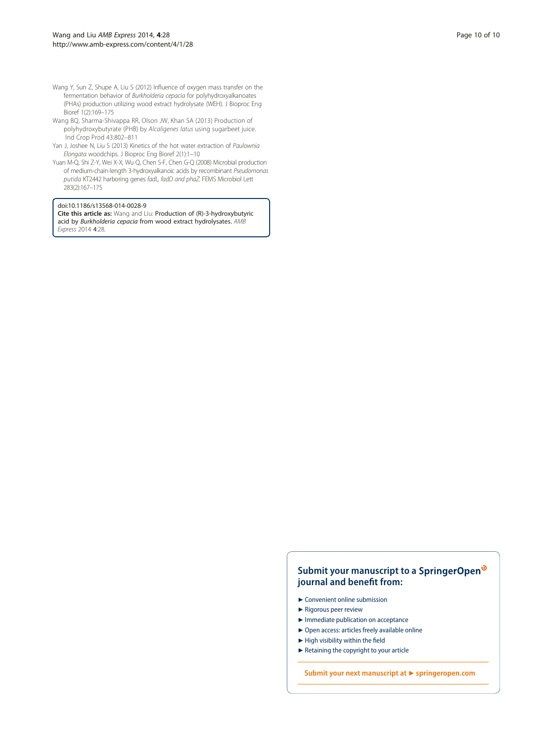Wang Y, Sun Z, Shupe A, Liu S (2012) Influence of oxygen mass transfer on the fermentation behavior of *Burkholderia cepacia* for polyhydroxyalkanoates (PHAs) production utilizing wood extract hydrolysate (WEH). J Bioproc Eng Bioref 1(2):169–175

Wang BQ, Sharma-Shivappa RR, Olson JW, Khan SA (2013) Production of polyhydroxybutyrate (PHB) by *Alcaligenes latus* using sugarbeet juice. Ind Crop Prod 43:802–811

Yan J, Joshee N, Liu S (2013) Kinetics of the hot water extraction of *Paulownia Elongata* woodchips. J Bioproc Eng Bioref 2(1):1–10

Yuan M-Q, Shi Z-Y, Wei X-X, Wu Q, Chen S-F, Chen G-Q (2008) Microbial production of medium-chain-length 3-hydroxyalkanoic acids by recombinant *Pseudomonas putida* KT2442 harboring genes *fadL, fadD and phaZ*. FEMS Microbiol Lett 283(2):167–175

doi:10.1186/s13568-014-0028-9

**Cite this article as:** Wang and Liu: Production of (R)-3-hydroxybutyric acid by *Burkholderia cepacia* from wood extract hydrolysates. *AMB Express* 2014 **4**:28.

**Submit your manuscript to a SpringerOpen journal and benefit from:**

- ► Convenient online submission
- ► Rigorous peer review
- ► Immediate publication on acceptance
- ► Open access: articles freely available online
- ► High visibility within the field
- ► Retaining the copyright to your article

**Submit your next manuscript at ► springeropen.com**